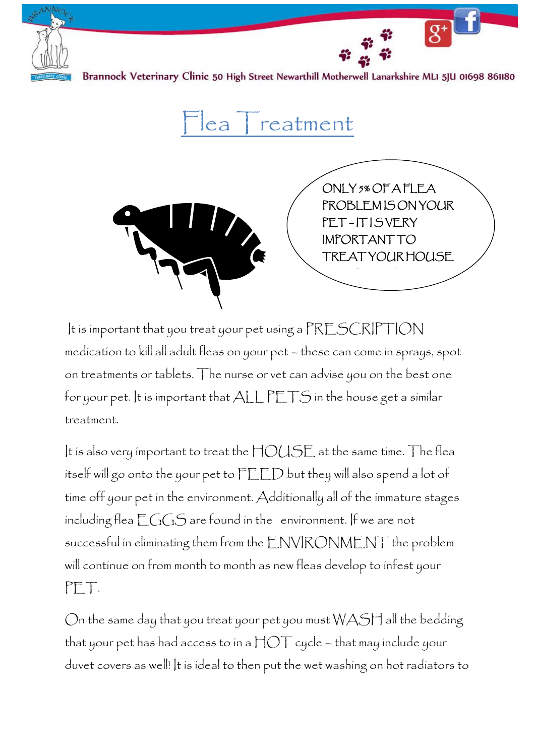Brannock Veterinary Clinic 50 High Street Newarthill Motherwell Lanarkshire ML1 5JU 01698 861180

# Flea Treatment

ONLY 5% OF A FLEA PROBLEM IS ON YOUR PET - IT IS VERY IMPORTANT TO TREAT YOUR HOUSE

It is important that you treat your pet using a PRESCRIPTION medication to kill all adult fleas on your pet – these can come in sprays, spot on treatments or tablets. The nurse or vet can advise you on the best one for your pet. It is important that ALL PETS in the house get a similar treatment.

It is also very important to treat the HOUSE at the same time. The flea itself will go onto the your pet to FEED but they will also spend a lot of time off your pet in the environment. Additionally all of the immature stages including flea EGGS are found in the environment. If we are not successful in eliminating them from the ENVIRONMENT the problem will continue on from month to month as new fleas develop to infest your PET.

On the same day that you treat your pet you must WASH all the bedding that your pet has had access to in a HOT cycle – that may include your duvet covers as well! It is ideal to then put the wet washing on hot radiators to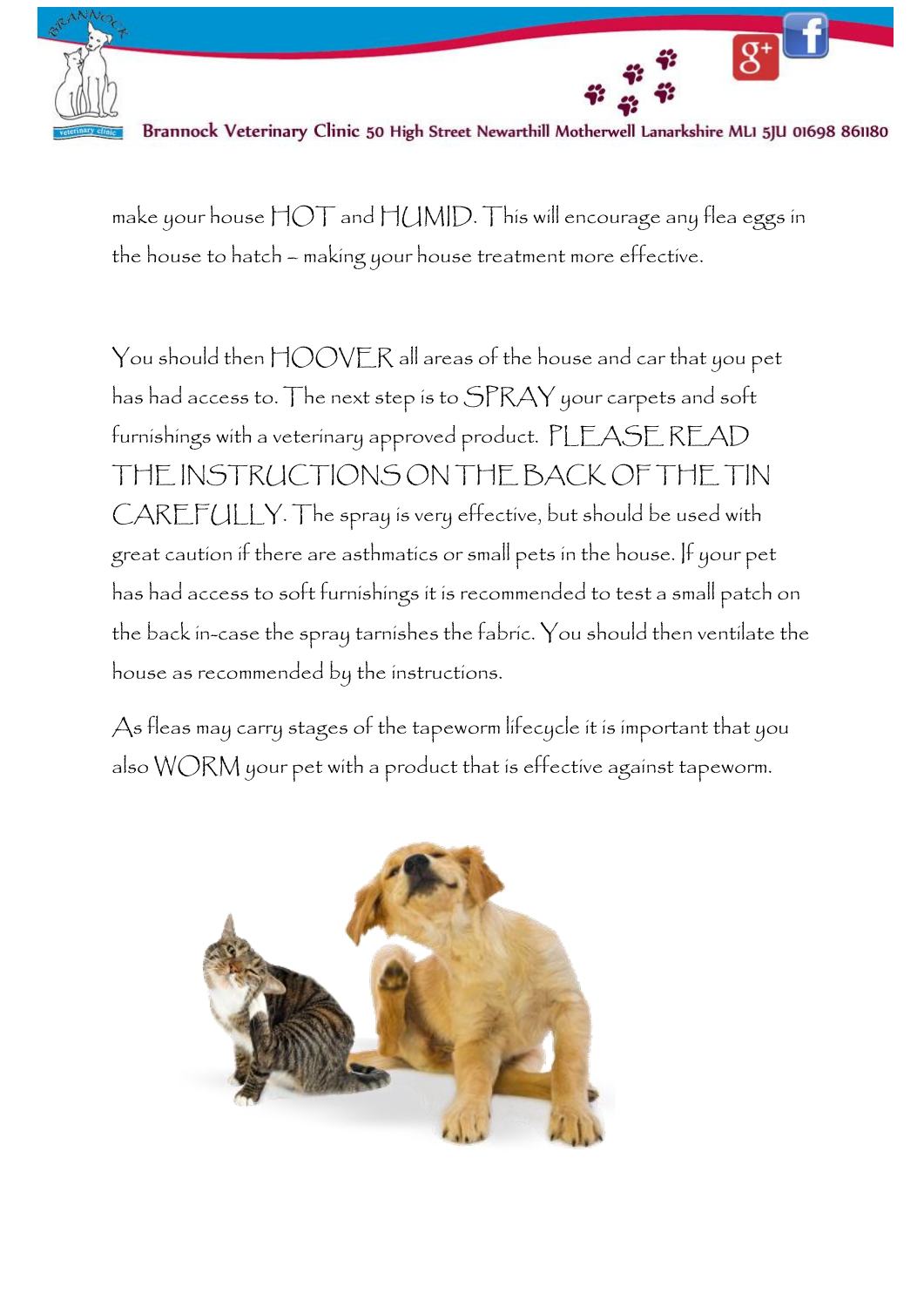make your house HOT and HUMID. This will encourage any flea eggs in the house to hatch – making your house treatment more effective.

You should then HOOVER all areas of the house and car that you pet has had access to. The next step is to SPRAY your carpets and soft furnishings with a veterinary approved product. PLEASE READ THE INSTRUCTIONS ON THE BACK OF THE TIN CAREFULLY. The spray is very effective, but should be used with great caution if there are asthmatics or small pets in the house. If your pet has had access to soft furnishings it is recommended to test a small patch on the back in-case the spray tarnishes the fabric. You should then ventilate the house as recommended by the instructions.

As fleas may carry stages of the tapeworm lifecycle it is important that you also WORM your pet with a product that is effective against tapeworm.